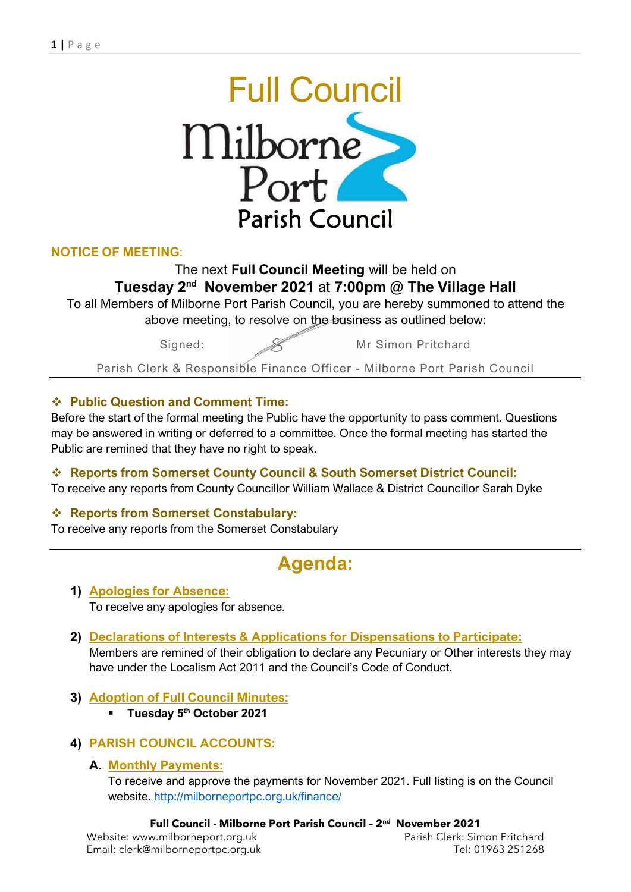# Full Council

Milborne Port Parish Council

**NOTICE OF MEETING**:

The next **Full Council Meeting** will be held on
**Tuesday 2nd November 2021** at **7:00pm @ The Village Hall**
To all Members of Milborne Port Parish Council, you are hereby summoned to attend the above meeting, to resolve on the business as outlined below:

Signed: Mr Simon Pritchard

Parish Clerk & Responsible Finance Officer - Milborne Port Parish Council

---

### ❖ Public Question and Comment Time:

Before the start of the formal meeting the Public have the opportunity to pass comment. Questions may be answered in writing or deferred to a committee. Once the formal meeting has started the Public are remined that they have no right to speak.

### ❖ Reports from Somerset County Council & South Somerset District Council:

To receive any reports from County Councillor William Wallace & District Councillor Sarah Dyke

### ❖ Reports from Somerset Constabulary:

To receive any reports from the Somerset Constabulary

---

## Agenda:

1) **Apologies for Absence:**
   To receive any apologies for absence.

2) **Declarations of Interests & Applications for Dispensations to Participate:**
   Members are remined of their obligation to declare any Pecuniary or Other interests they may have under the Localism Act 2011 and the Council's Code of Conduct.

3) **Adoption of Full Council Minutes:**
   - **Tuesday 5th October 2021**

4) **PARISH COUNCIL ACCOUNTS:**

   A. **Monthly Payments:**
   To receive and approve the payments for November 2021. Full listing is on the Council website. http://milborneportpc.org.uk/finance/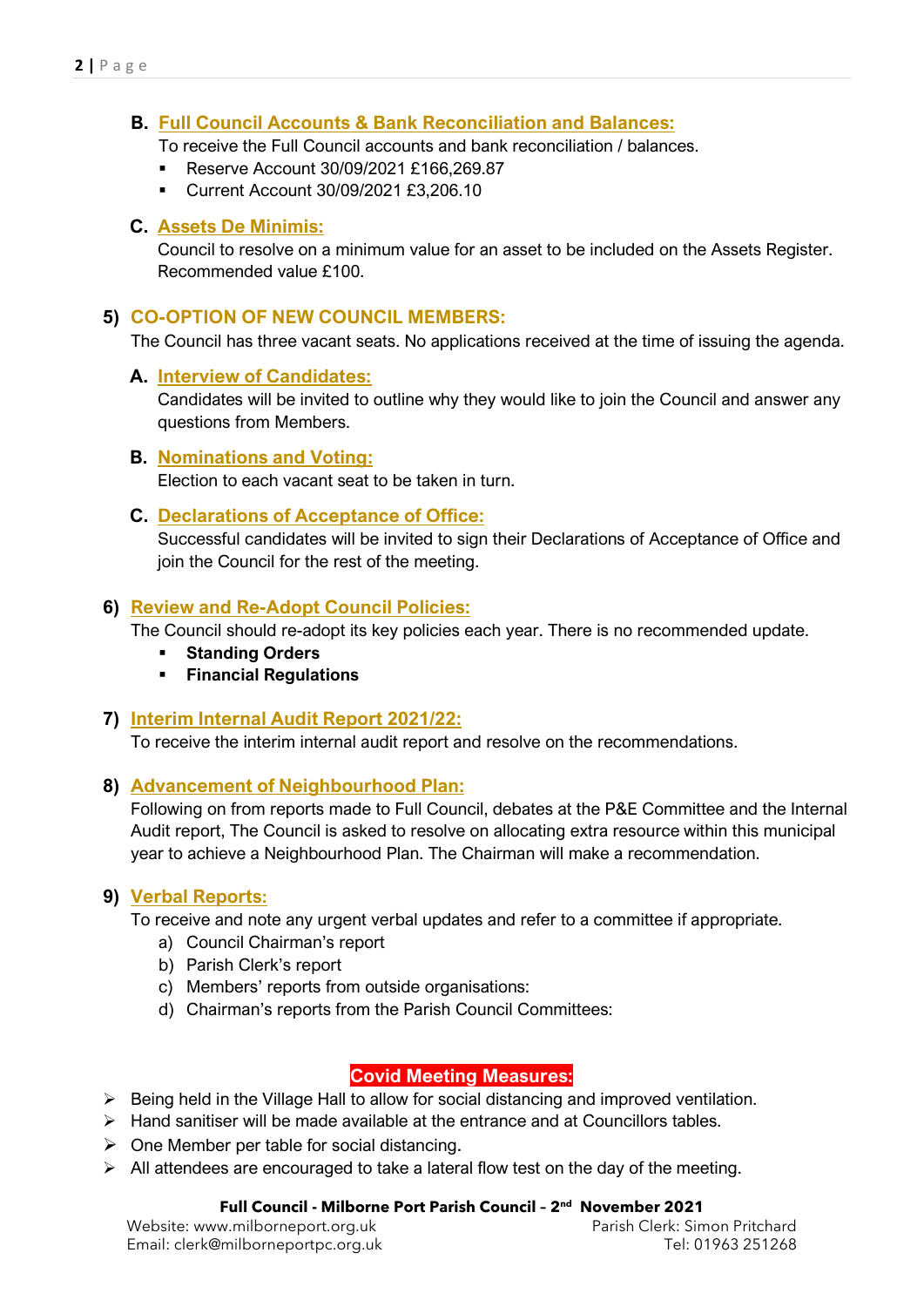**B. Full Council Accounts & Bank Reconciliation and Balances:**

To receive the Full Council accounts and bank reconciliation / balances.

- Reserve Account 30/09/2021 £166,269.87
- Current Account 30/09/2021 £3,206.10

**C. Assets De Minimis:**

Council to resolve on a minimum value for an asset to be included on the Assets Register. Recommended value £100.

## 5) CO-OPTION OF NEW COUNCIL MEMBERS:

The Council has three vacant seats. No applications received at the time of issuing the agenda.

**A. Interview of Candidates:**

Candidates will be invited to outline why they would like to join the Council and answer any questions from Members.

**B. Nominations and Voting:**

Election to each vacant seat to be taken in turn.

**C. Declarations of Acceptance of Office:**

Successful candidates will be invited to sign their Declarations of Acceptance of Office and join the Council for the rest of the meeting.

## 6) Review and Re-Adopt Council Policies:

The Council should re-adopt its key policies each year. There is no recommended update.

- **Standing Orders**
- **Financial Regulations**

## 7) Interim Internal Audit Report 2021/22:

To receive the interim internal audit report and resolve on the recommendations.

## 8) Advancement of Neighbourhood Plan:

Following on from reports made to Full Council, debates at the P&E Committee and the Internal Audit report, The Council is asked to resolve on allocating extra resource within this municipal year to achieve a Neighbourhood Plan. The Chairman will make a recommendation.

## 9) Verbal Reports:

To receive and note any urgent verbal updates and refer to a committee if appropriate.

a) Council Chairman's report
b) Parish Clerk's report
c) Members' reports from outside organisations:
d) Chairman's reports from the Parish Council Committees:

**Covid Meeting Measures:**

- Being held in the Village Hall to allow for social distancing and improved ventilation.
- Hand sanitiser will be made available at the entrance and at Councillors tables.
- One Member per table for social distancing.
- All attendees are encouraged to take a lateral flow test on the day of the meeting.

**Full Council - Milborne Port Parish Council – 2nd November 2021**

Website: www.milborneport.org.uk
Email: clerk@milborneportpc.org.uk

Parish Clerk: Simon Pritchard
Tel: 01963 251268